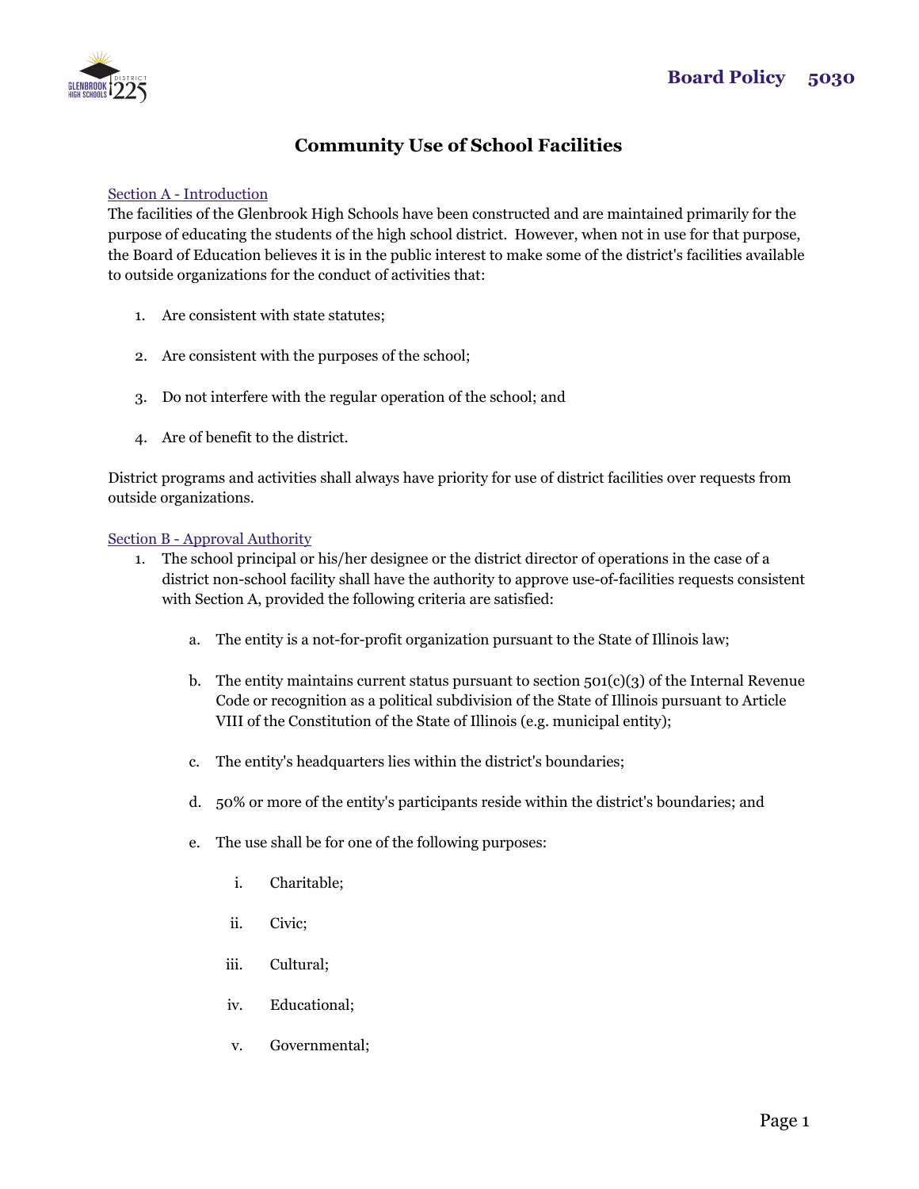**Board Policy 5030**

# Community Use of School Facilities

## Section A - Introduction

The facilities of the Glenbrook High Schools have been constructed and are maintained primarily for the purpose of educating the students of the high school district. However, when not in use for that purpose, the Board of Education believes it is in the public interest to make some of the district's facilities available to outside organizations for the conduct of activities that:

1. Are consistent with state statutes;
2. Are consistent with the purposes of the school;
3. Do not interfere with the regular operation of the school; and
4. Are of benefit to the district.

District programs and activities shall always have priority for use of district facilities over requests from outside organizations.

## Section B - Approval Authority

1. The school principal or his/her designee or the district director of operations in the case of a district non-school facility shall have the authority to approve use-of-facilities requests consistent with Section A, provided the following criteria are satisfied:

   a. The entity is a not-for-profit organization pursuant to the State of Illinois law;

   b. The entity maintains current status pursuant to section 501(c)(3) of the Internal Revenue Code or recognition as a political subdivision of the State of Illinois pursuant to Article VIII of the Constitution of the State of Illinois (e.g. municipal entity);

   c. The entity's headquarters lies within the district's boundaries;

   d. 50% or more of the entity's participants reside within the district's boundaries; and

   e. The use shall be for one of the following purposes:

      i. Charitable;

      ii. Civic;

      iii. Cultural;

      iv. Educational;

      v. Governmental;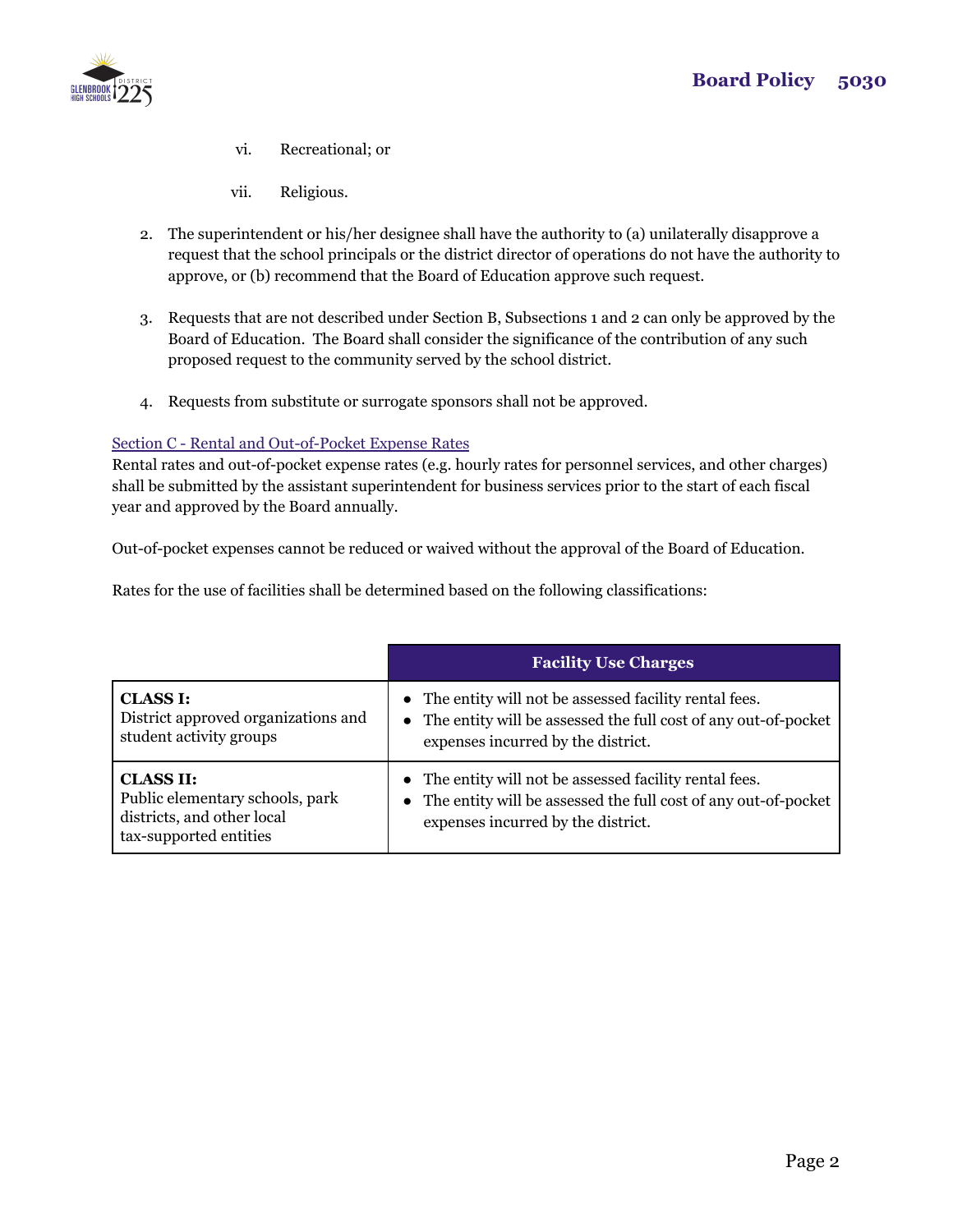vi. Recreational; or

   vii. Religious.

2. The superintendent or his/her designee shall have the authority to (a) unilaterally disapprove a request that the school principals or the district director of operations do not have the authority to approve, or (b) recommend that the Board of Education approve such request.

3. Requests that are not described under Section B, Subsections 1 and 2 can only be approved by the Board of Education. The Board shall consider the significance of the contribution of any such proposed request to the community served by the school district.

4. Requests from substitute or surrogate sponsors shall not be approved.

## Section C - Rental and Out-of-Pocket Expense Rates

Rental rates and out-of-pocket expense rates (e.g. hourly rates for personnel services, and other charges) shall be submitted by the assistant superintendent for business services prior to the start of each fiscal year and approved by the Board annually.

Out-of-pocket expenses cannot be reduced or waived without the approval of the Board of Education.

Rates for the use of facilities shall be determined based on the following classifications:

| | **Facility Use Charges** |
|---|---|
| **CLASS I:** District approved organizations and student activity groups | • The entity will not be assessed facility rental fees.<br>• The entity will be assessed the full cost of any out-of-pocket expenses incurred by the district. |
| **CLASS II:** Public elementary schools, park districts, and other local tax-supported entities | • The entity will not be assessed facility rental fees.<br>• The entity will be assessed the full cost of any out-of-pocket expenses incurred by the district. |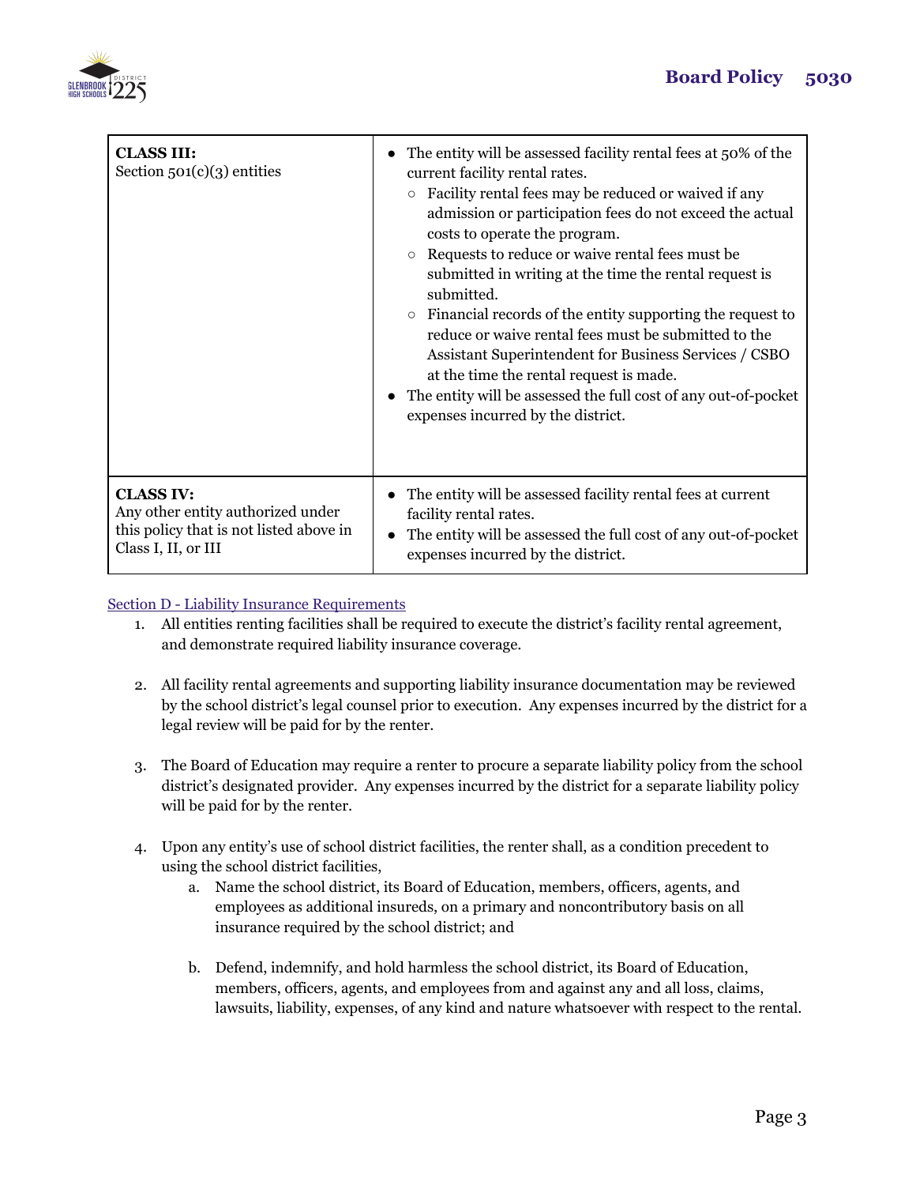| CLASS III: Section 501(c)(3) entities | • The entity will be assessed facility rental fees at 50% of the current facility rental rates.<br>  ○ Facility rental fees may be reduced or waived if any admission or participation fees do not exceed the actual costs to operate the program.<br>  ○ Requests to reduce or waive rental fees must be submitted in writing at the time the rental request is submitted.<br>  ○ Financial records of the entity supporting the request to reduce or waive rental fees must be submitted to the Assistant Superintendent for Business Services / CSBO at the time the rental request is made.<br>• The entity will be assessed the full cost of any out-of-pocket expenses incurred by the district. |
|---|---|
| **CLASS IV:** Any other entity authorized under this policy that is not listed above in Class I, II, or III | • The entity will be assessed facility rental fees at current facility rental rates.<br>• The entity will be assessed the full cost of any out-of-pocket expenses incurred by the district. |

Section D - Liability Insurance Requirements

1. All entities renting facilities shall be required to execute the district's facility rental agreement, and demonstrate required liability insurance coverage.

2. All facility rental agreements and supporting liability insurance documentation may be reviewed by the school district's legal counsel prior to execution. Any expenses incurred by the district for a legal review will be paid for by the renter.

3. The Board of Education may require a renter to procure a separate liability policy from the school district's designated provider. Any expenses incurred by the district for a separate liability policy will be paid for by the renter.

4. Upon any entity's use of school district facilities, the renter shall, as a condition precedent to using the school district facilities,
   a. Name the school district, its Board of Education, members, officers, agents, and employees as additional insureds, on a primary and noncontributory basis on all insurance required by the school district; and

   b. Defend, indemnify, and hold harmless the school district, its Board of Education, members, officers, agents, and employees from and against any and all loss, claims, lawsuits, liability, expenses, of any kind and nature whatsoever with respect to the rental.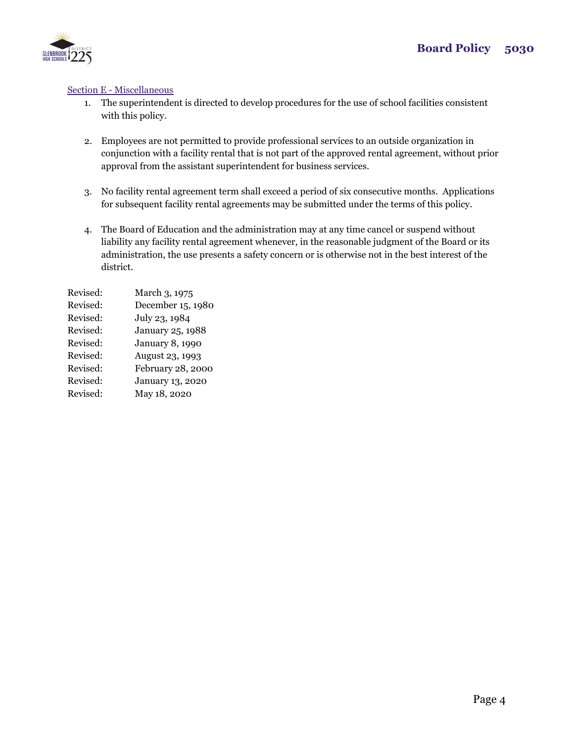Section E - Miscellaneous

1. The superintendent is directed to develop procedures for the use of school facilities consistent with this policy.

2. Employees are not permitted to provide professional services to an outside organization in conjunction with a facility rental that is not part of the approved rental agreement, without prior approval from the assistant superintendent for business services.

3. No facility rental agreement term shall exceed a period of six consecutive months. Applications for subsequent facility rental agreements may be submitted under the terms of this policy.

4. The Board of Education and the administration may at any time cancel or suspend without liability any facility rental agreement whenever, in the reasonable judgment of the Board or its administration, the use presents a safety concern or is otherwise not in the best interest of the district.

| | |
|---|---|
| Revised: | March 3, 1975 |
| Revised: | December 15, 1980 |
| Revised: | July 23, 1984 |
| Revised: | January 25, 1988 |
| Revised: | January 8, 1990 |
| Revised: | August 23, 1993 |
| Revised: | February 28, 2000 |
| Revised: | January 13, 2020 |
| Revised: | May 18, 2020 |